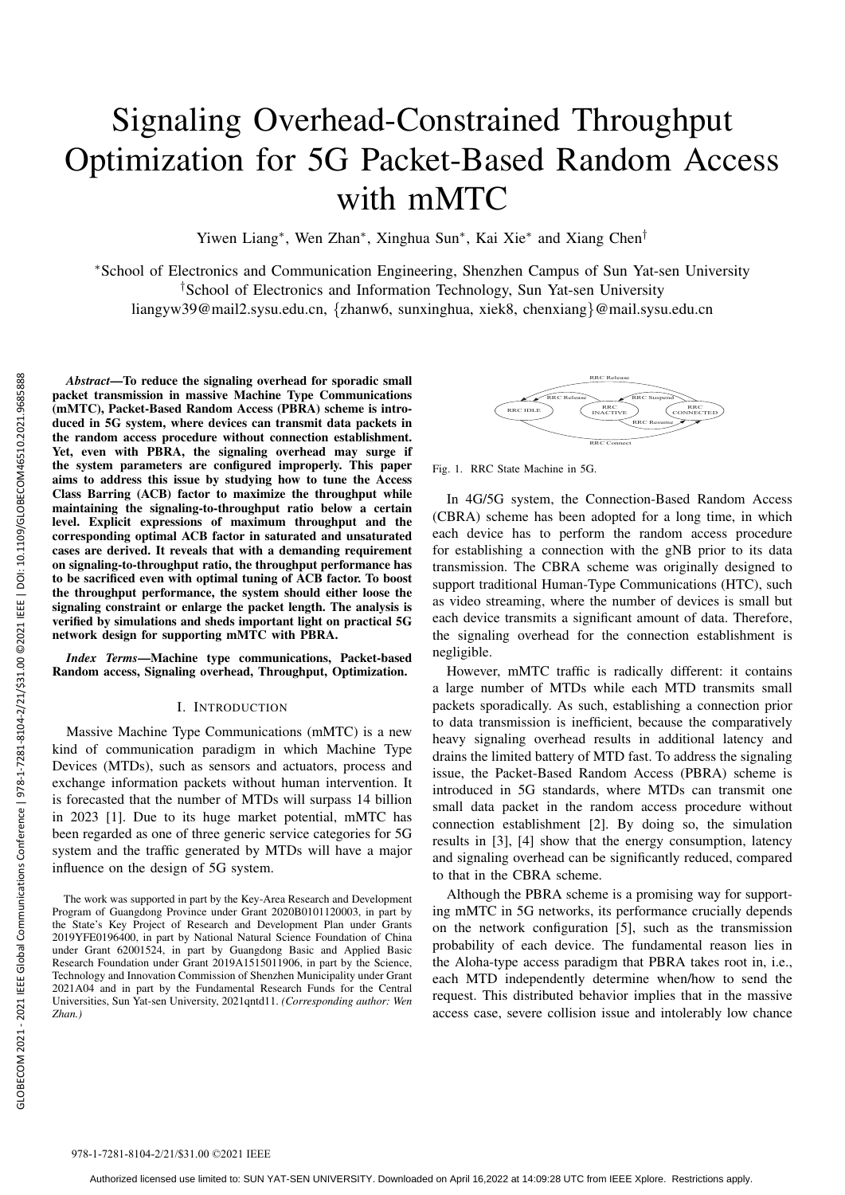# Signaling Overhead-Constrained Throughput Optimization for 5G Packet-Based Random Access with mMTC

Yiwen Liang*, Wen Zhan*, Xinghua Sun*, Kai Xie* and Xiang Chen†

*School of Electronics and Communication Engineering, Shenzhen Campus of Sun Yat-sen University
†School of Electronics and Information Technology, Sun Yat-sen University
liangyw39@mail2.sysu.edu.cn, {zhanw6, sunxinghua, xiek8, chenxiang}@mail.sysu.edu.cn

***Abstract*—To reduce the signaling overhead for sporadic small packet transmission in massive Machine Type Communications (mMTC), Packet-Based Random Access (PBRA) scheme is introduced in 5G system, where devices can transmit data packets in the random access procedure without connection establishment. Yet, even with PBRA, the signaling overhead may surge if the system parameters are configured improperly. This paper aims to address this issue by studying how to tune the Access Class Barring (ACB) factor to maximize the throughput while maintaining the signaling-to-throughput ratio below a certain level. Explicit expressions of maximum throughput and the corresponding optimal ACB factor in saturated and unsaturated cases are derived. It reveals that with a demanding requirement on signaling-to-throughput ratio, the throughput performance has to be sacrificed even with optimal tuning of ACB factor. To boost the throughput performance, the system should either loose the signaling constraint or enlarge the packet length. The analysis is verified by simulations and sheds important light on practical 5G network design for supporting mMTC with PBRA.**

***Index Terms*—Machine type communications, Packet-based Random access, Signaling overhead, Throughput, Optimization.**

## I. Introduction

Massive Machine Type Communications (mMTC) is a new kind of communication paradigm in which Machine Type Devices (MTDs), such as sensors and actuators, process and exchange information packets without human intervention. It is forecasted that the number of MTDs will surpass 14 billion in 2023 [1]. Due to its huge market potential, mMTC has been regarded as one of three generic service categories for 5G system and the traffic generated by MTDs will have a major influence on the design of 5G system.

The work was supported in part by the Key-Area Research and Development Program of Guangdong Province under Grant 2020B0101120003, in part by the State's Key Project of Research and Development Plan under Grants 2019YFE0196400, in part by National Natural Science Foundation of China under Grant 62001524, in part by Guangdong Basic and Applied Basic Research Foundation under Grant 2019A1515011906, in part by the Science, Technology and Innovation Commission of Shenzhen Municipality under Grant 2021A04 and in part by the Fundamental Research Funds for the Central Universities, Sun Yat-sen University, 2021qntd11. *(Corresponding author: Wen Zhan.)*

Fig. 1. RRC State Machine in 5G.

In 4G/5G system, the Connection-Based Random Access (CBRA) scheme has been adopted for a long time, in which each device has to perform the random access procedure for establishing a connection with the gNB prior to its data transmission. The CBRA scheme was originally designed to support traditional Human-Type Communications (HTC), such as video streaming, where the number of devices is small but each device transmits a significant amount of data. Therefore, the signaling overhead for the connection establishment is negligible.

However, mMTC traffic is radically different: it contains a large number of MTDs while each MTD transmits small packets sporadically. As such, establishing a connection prior to data transmission is inefficient, because the comparatively heavy signaling overhead results in additional latency and drains the limited battery of MTD fast. To address the signaling issue, the Packet-Based Random Access (PBRA) scheme is introduced in 5G standards, where MTDs can transmit one small data packet in the random access procedure without connection establishment [2]. By doing so, the simulation results in [3], [4] show that the energy consumption, latency and signaling overhead can be significantly reduced, compared to that in the CBRA scheme.

Although the PBRA scheme is a promising way for supporting mMTC in 5G networks, its performance crucially depends on the network configuration [5], such as the transmission probability of each device. The fundamental reason lies in the Aloha-type access paradigm that PBRA takes root in, i.e., each MTD independently determine when/how to send the request. This distributed behavior implies that in the massive access case, severe collision issue and intolerably low chance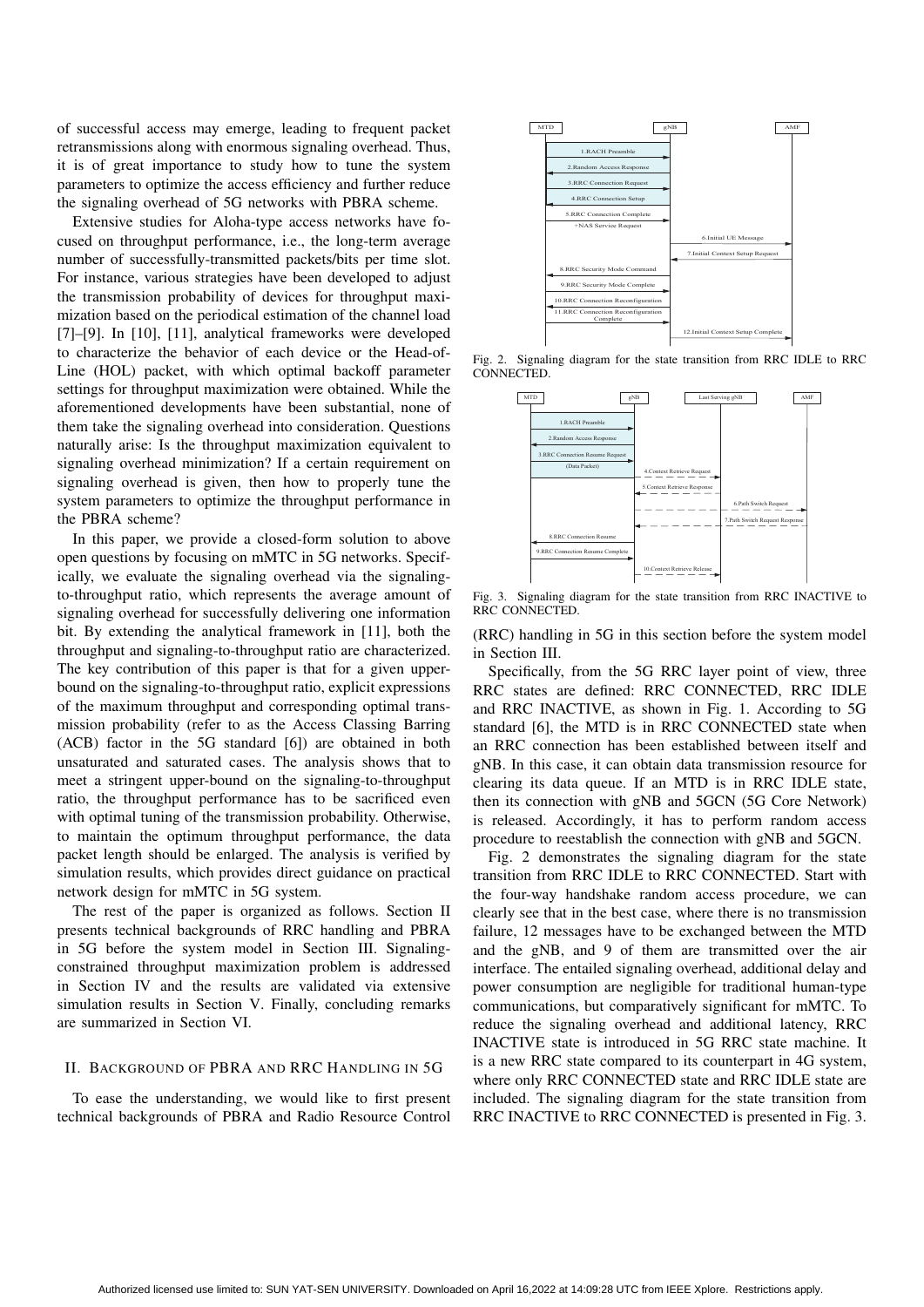of successful access may emerge, leading to frequent packet retransmissions along with enormous signaling overhead. Thus, it is of great importance to study how to tune the system parameters to optimize the access efficiency and further reduce the signaling overhead of 5G networks with PBRA scheme.

Extensive studies for Aloha-type access networks have focused on throughput performance, i.e., the long-term average number of successfully-transmitted packets/bits per time slot. For instance, various strategies have been developed to adjust the transmission probability of devices for throughput maximization based on the periodical estimation of the channel load [7]–[9]. In [10], [11], analytical frameworks were developed to characterize the behavior of each device or the Head-of-Line (HOL) packet, with which optimal backoff parameter settings for throughput maximization were obtained. While the aforementioned developments have been substantial, none of them take the signaling overhead into consideration. Questions naturally arise: Is the throughput maximization equivalent to signaling overhead minimization? If a certain requirement on signaling overhead is given, then how to properly tune the system parameters to optimize the throughput performance in the PBRA scheme?

In this paper, we provide a closed-form solution to above open questions by focusing on mMTC in 5G networks. Specifically, we evaluate the signaling overhead via the signaling-to-throughput ratio, which represents the average amount of signaling overhead for successfully delivering one information bit. By extending the analytical framework in [11], both the throughput and signaling-to-throughput ratio are characterized. The key contribution of this paper is that for a given upper-bound on the signaling-to-throughput ratio, explicit expressions of the maximum throughput and corresponding optimal transmission probability (refer to as the Access Classing Barring (ACB) factor in the 5G standard [6]) are obtained in both unsaturated and saturated cases. The analysis shows that to meet a stringent upper-bound on the signaling-to-throughput ratio, the throughput performance has to be sacrificed even with optimal tuning of the transmission probability. Otherwise, to maintain the optimum throughput performance, the data packet length should be enlarged. The analysis is verified by simulation results, which provides direct guidance on practical network design for mMTC in 5G system.

The rest of the paper is organized as follows. Section II presents technical backgrounds of RRC handling and PBRA in 5G before the system model in Section III. Signaling-constrained throughput maximization problem is addressed in Section IV and the results are validated via extensive simulation results in Section V. Finally, concluding remarks are summarized in Section VI.

## II. Background of PBRA and RRC Handling in 5G

To ease the understanding, we would like to first present technical backgrounds of PBRA and Radio Resource Control (RRC) handling in 5G in this section before the system model in Section III.

Fig. 2. Signaling diagram for the state transition from RRC IDLE to RRC CONNECTED.

Fig. 3. Signaling diagram for the state transition from RRC INACTIVE to RRC CONNECTED.

Specifically, from the 5G RRC layer point of view, three RRC states are defined: RRC CONNECTED, RRC IDLE and RRC INACTIVE, as shown in Fig. 1. According to 5G standard [6], the MTD is in RRC CONNECTED state when an RRC connection has been established between itself and gNB. In this case, it can obtain data transmission resource for clearing its data queue. If an MTD is in RRC IDLE state, then its connection with gNB and 5GCN (5G Core Network) is released. Accordingly, it has to perform random access procedure to reestablish the connection with gNB and 5GCN.

Fig. 2 demonstrates the signaling diagram for the state transition from RRC IDLE to RRC CONNECTED. Start with the four-way handshake random access procedure, we can clearly see that in the best case, where there is no transmission failure, 12 messages have to be exchanged between the MTD and the gNB, and 9 of them are transmitted over the air interface. The entailed signaling overhead, additional delay and power consumption are negligible for traditional human-type communications, but comparatively significant for mMTC. To reduce the signaling overhead and additional latency, RRC INACTIVE state is introduced in 5G RRC state machine. It is a new RRC state compared to its counterpart in 4G system, where only RRC CONNECTED state and RRC IDLE state are included. The signaling diagram for the state transition from RRC INACTIVE to RRC CONNECTED is presented in Fig. 3.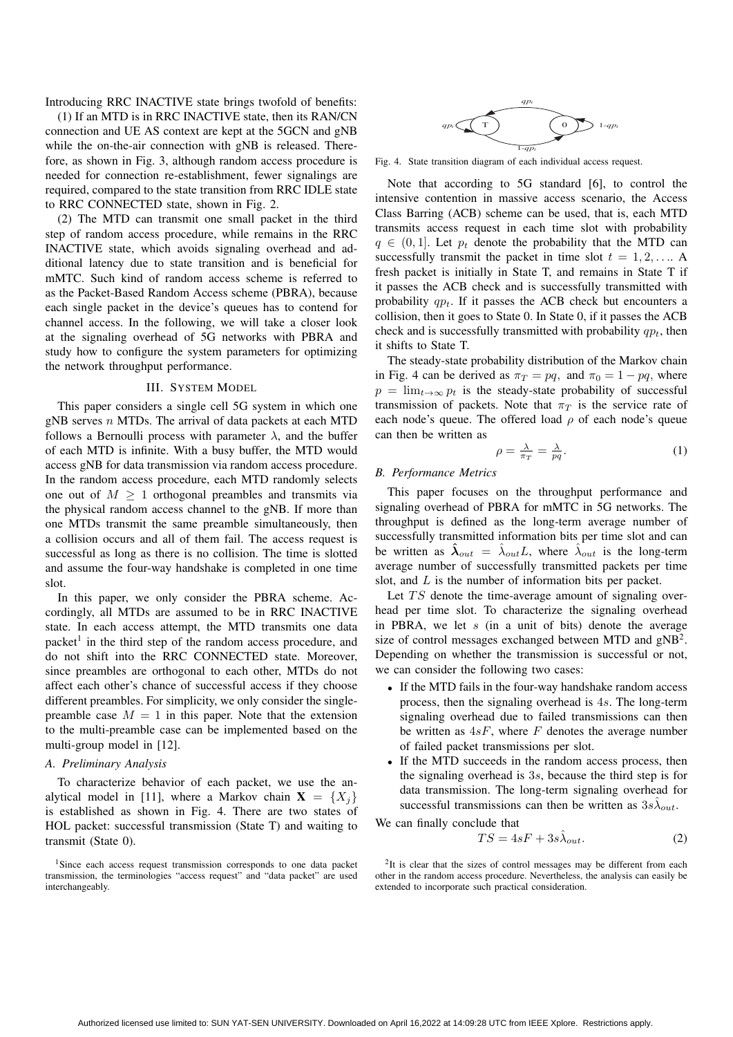Introducing RRC INACTIVE state brings twofold of benefits:

(1) If an MTD is in RRC INACTIVE state, then its RAN/CN connection and UE AS context are kept at the 5GCN and gNB while the on-the-air connection with gNB is released. Therefore, as shown in Fig. 3, although random access procedure is needed for connection re-establishment, fewer signalings are required, compared to the state transition from RRC IDLE state to RRC CONNECTED state, shown in Fig. 2.

(2) The MTD can transmit one small packet in the third step of random access procedure, while remains in the RRC INACTIVE state, which avoids signaling overhead and additional latency due to state transition and is beneficial for mMTC. Such kind of random access scheme is referred to as the Packet-Based Random Access scheme (PBRA), because each single packet in the device's queues has to contend for channel access. In the following, we will take a closer look at the signaling overhead of 5G networks with PBRA and study how to configure the system parameters for optimizing the network throughput performance.

## III. System Model

This paper considers a single cell 5G system in which one gNB serves $n$ MTDs. The arrival of data packets at each MTD follows a Bernoulli process with parameter $\lambda$, and the buffer of each MTD is infinite. With a busy buffer, the MTD would access gNB for data transmission via random access procedure. In the random access procedure, each MTD randomly selects one out of $M \geq 1$ orthogonal preambles and transmits via the physical random access channel to the gNB. If more than one MTDs transmit the same preamble simultaneously, then a collision occurs and all of them fail. The access request is successful as long as there is no collision. The time is slotted and assume the four-way handshake is completed in one time slot.

In this paper, we only consider the PBRA scheme. Accordingly, all MTDs are assumed to be in RRC INACTIVE state. In each access attempt, the MTD transmits one data packet[1] in the third step of the random access procedure, and do not shift into the RRC CONNECTED state. Moreover, since preambles are orthogonal to each other, MTDs do not affect each other's chance of successful access if they choose different preambles. For simplicity, we only consider the single-preamble case $M = 1$ in this paper. Note that the extension to the multi-preamble case can be implemented based on the multi-group model in [12].

### A. Preliminary Analysis

To characterize behavior of each packet, we use the analytical model in [11], where a Markov chain $\mathbf{X} = \{X_j\}$ is established as shown in Fig. 4. There are two states of HOL packet: successful transmission (State T) and waiting to transmit (State 0).

[1]Since each access request transmission corresponds to one data packet transmission, the terminologies "access request" and "data packet" are used interchangeably.

Fig. 4. State transition diagram of each individual access request.

Note that according to 5G standard [6], to control the intensive contention in massive access scenario, the Access Class Barring (ACB) scheme can be used, that is, each MTD transmits access request in each time slot with probability $q \in (0, 1]$. Let $p_t$ denote the probability that the MTD can successfully transmit the packet in time slot $t = 1, 2, \ldots$. A fresh packet is initially in State T, and remains in State T if it passes the ACB check and is successfully transmitted with probability $qp_t$. If it passes the ACB check but encounters a collision, then it goes to State 0. In State 0, if it passes the ACB check and is successfully transmitted with probability $qp_t$, then it shifts to State T.

The steady-state probability distribution of the Markov chain in Fig. 4 can be derived as $\pi_T = pq$, and $\pi_0 = 1 - pq$, where $p = \lim_{t\to\infty} p_t$ is the steady-state probability of successful transmission of packets. Note that $\pi_T$ is the service rate of each node's queue. The offered load $\rho$ of each node's queue can then be written as

$$\rho = \frac{\lambda}{\pi_T} = \frac{\lambda}{pq}. \tag{1}$$

### B. Performance Metrics

This paper focuses on the throughput performance and signaling overhead of PBRA for mMTC in 5G networks. The throughput is defined as the long-term average number of successfully transmitted information bits per time slot and can be written as $\hat{\boldsymbol{\lambda}}_{out} = \hat{\lambda}_{out} L$, where $\hat{\lambda}_{out}$ is the long-term average number of successfully transmitted packets per time slot, and $L$ is the number of information bits per packet.

Let $TS$ denote the time-average amount of signaling overhead per time slot. To characterize the signaling overhead in PBRA, we let $s$ (in a unit of bits) denote the average size of control messages exchanged between MTD and gNB[2]. Depending on whether the transmission is successful or not, we can consider the following two cases:

- If the MTD fails in the four-way handshake random access process, then the signaling overhead is $4s$. The long-term signaling overhead due to failed transmissions can then be written as $4sF$, where $F$ denotes the average number of failed packet transmissions per slot.
- If the MTD succeeds in the random access process, then the signaling overhead is $3s$, because the third step is for data transmission. The long-term signaling overhead for successful transmissions can then be written as $3s\hat{\lambda}_{out}$.

We can finally conclude that

$$TS = 4sF + 3s\hat{\lambda}_{out}. \tag{2}$$

[2]It is clear that the sizes of control messages may be different from each other in the random access procedure. Nevertheless, the analysis can easily be extended to incorporate such practical consideration.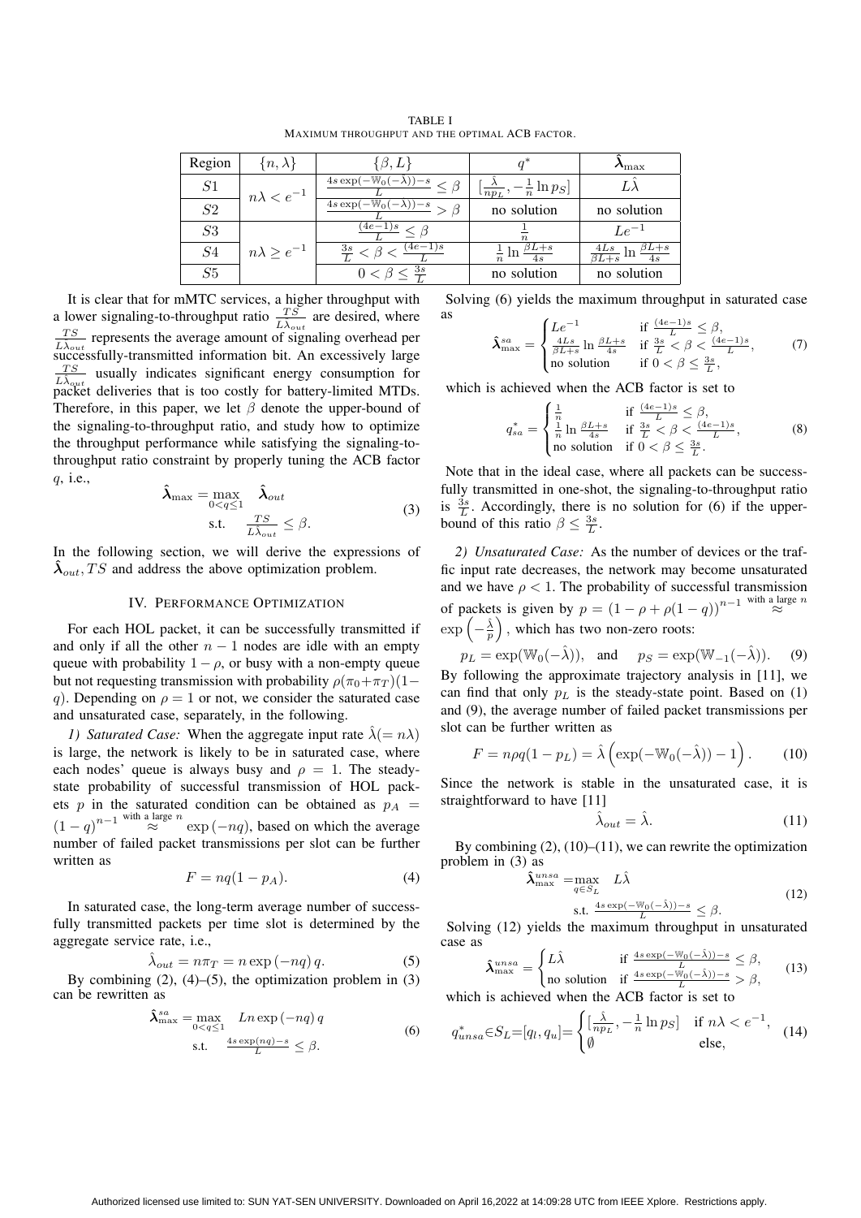TABLE I
MAXIMUM THROUGHPUT AND THE OPTIMAL ACB FACTOR.

| Region | $\{n, \lambda\}$ | $\{\beta, L\}$ | $q^*$ | $\hat{\boldsymbol{\lambda}}_{\max}$ |
|---|---|---|---|---|
| $S1$ | $n\lambda < e^{-1}$ | $\frac{4s\exp(-\mathbb{W}_0(-\hat{\lambda}))-s}{L} \leq \beta$ | $[\frac{\hat{\lambda}}{np_L}, -\frac{1}{n}\ln p_S]$ | $L\hat{\lambda}$ |
| $S2$ | | $\frac{4s\exp(-\mathbb{W}_0(-\hat{\lambda}))-s}{L} > \beta$ | no solution | no solution |
| $S3$ | $n\lambda \geq e^{-1}$ | $\frac{(4e-1)s}{L} \leq \beta$ | $\frac{1}{n}$ | $Le^{-1}$ |
| $S4$ | | $\frac{3s}{L} < \beta < \frac{(4e-1)s}{L}$ | $\frac{1}{n}\ln\frac{\beta L+s}{4s}$ | $\frac{4Ls}{\beta L+s}\ln\frac{\beta L+s}{4s}$ |
| $S5$ | | $0 < \beta \leq \frac{3s}{L}$ | no solution | no solution |

It is clear that for mMTC services, a higher throughput with a lower signaling-to-throughput ratio $\frac{TS}{L\hat{\lambda}_{out}}$ are desired, where $\frac{TS}{L\hat{\lambda}_{out}}$ represents the average amount of signaling overhead per successfully-transmitted information bit. An excessively large $\frac{TS}{L\hat{\lambda}_{out}}$ usually indicates significant energy consumption for packet deliveries that is too costly for battery-limited MTDs. Therefore, in this paper, we let $\beta$ denote the upper-bound of the signaling-to-throughput ratio, and study how to optimize the throughput performance while satisfying the signaling-to-throughput ratio constraint by properly tuning the ACB factor $q$, i.e.,

$$\begin{aligned}\hat{\boldsymbol{\lambda}}_{\max} = &\max_{0<q\leq 1} \quad \hat{\boldsymbol{\lambda}}_{out}\\ &\text{s.t.} \quad \frac{TS}{L\hat{\lambda}_{out}} \leq \beta.\end{aligned} \tag{3}$$

In the following section, we will derive the expressions of $\hat{\boldsymbol{\lambda}}_{out}, TS$ and address the above optimization problem.

## IV. PERFORMANCE OPTIMIZATION

For each HOL packet, it can be successfully transmitted if and only if all the other $n-1$ nodes are idle with an empty queue with probability $1-\rho$, or busy with a non-empty queue but not requesting transmission with probability $\rho(\pi_0+\pi_T)(1-q)$. Depending on $\rho = 1$ or not, we consider the saturated case and unsaturated case, separately, in the following.

*1) Saturated Case:* When the aggregate input rate $\hat{\lambda}(= n\lambda)$ is large, the network is likely to be in saturated case, where each nodes' queue is always busy and $\rho = 1$. The steady-state probability of successful transmission of HOL packets $p$ in the saturated condition can be obtained as $p_A = (1-q)^{n-1} \overset{\text{with a large } n}{\approx} \exp(-nq)$, based on which the average number of failed packet transmissions per slot can be further written as

$$F = nq(1-p_A). \tag{4}$$

In saturated case, the long-term average number of successfully transmitted packets per time slot is determined by the aggregate service rate, i.e.,

$$\hat{\lambda}_{out} = n\pi_T = n\exp(-nq)\,q. \tag{5}$$

By combining (2), (4)–(5), the optimization problem in (3) can be rewritten as

$$\begin{aligned}\hat{\boldsymbol{\lambda}}^{sa}_{\max} = &\max_{0<q\leq 1} \quad Ln\exp(-nq)\,q\\ &\text{s.t.} \quad \frac{4s\exp(nq)-s}{L} \leq \beta.\end{aligned} \tag{6}$$

Solving (6) yields the maximum throughput in saturated case as

$$\hat{\boldsymbol{\lambda}}^{sa}_{\max} = \begin{cases} Le^{-1} & \text{if } \frac{(4e-1)s}{L} \leq \beta,\\ \frac{4Ls}{\beta L+s}\ln\frac{\beta L+s}{4s} & \text{if } \frac{3s}{L} < \beta < \frac{(4e-1)s}{L},\\ \text{no solution} & \text{if } 0 < \beta \leq \frac{3s}{L},\end{cases} \tag{7}$$

which is achieved when the ACB factor is set to

$$q^*_{sa} = \begin{cases} \frac{1}{n} & \text{if } \frac{(4e-1)s}{L} \leq \beta,\\ \frac{1}{n}\ln\frac{\beta L+s}{4s} & \text{if } \frac{3s}{L} < \beta < \frac{(4e-1)s}{L},\\ \text{no solution} & \text{if } 0 < \beta \leq \frac{3s}{L}.\end{cases} \tag{8}$$

Note that in the ideal case, where all packets can be successfully transmitted in one-shot, the signaling-to-throughput ratio is $\frac{3s}{L}$. Accordingly, there is no solution for (6) if the upper-bound of this ratio $\beta \leq \frac{3s}{L}$.

*2) Unsaturated Case:* As the number of devices or the traffic input rate decreases, the network may become unsaturated and we have $\rho < 1$. The probability of successful transmission of packets is given by $p = (1-\rho+\rho(1-q))^{n-1} \overset{\text{with a large } n}{\approx} \exp\left(-\frac{\hat{\lambda}}{p}\right)$, which has two non-zero roots:

$$p_L = \exp(\mathbb{W}_0(-\hat{\lambda})), \quad \text{and} \quad p_S = \exp(\mathbb{W}_{-1}(-\hat{\lambda})). \tag{9}$$

By following the approximate trajectory analysis in [11], we can find that only $p_L$ is the steady-state point. Based on (1) and (9), the average number of failed packet transmissions per slot can be further written as

$$F = n\rho q(1-p_L) = \hat{\lambda}\left(\exp(-\mathbb{W}_0(-\hat{\lambda}))-1\right). \tag{10}$$

Since the network is stable in the unsaturated case, it is straightforward to have [11]

$$\hat{\lambda}_{out} = \hat{\lambda}. \tag{11}$$

By combining (2), (10)–(11), we can rewrite the optimization problem in (3) as

$$\begin{aligned}\hat{\boldsymbol{\lambda}}^{unsa}_{\max} = &\max_{q\in S_L} \quad L\hat{\lambda}\\ &\text{s.t.} \quad \frac{4s\exp(-\mathbb{W}_0(-\hat{\lambda}))-s}{L} \leq \beta.\end{aligned} \tag{12}$$

Solving (12) yields the maximum throughput in unsaturated case as

$$\hat{\boldsymbol{\lambda}}^{unsa}_{\max} = \begin{cases} L\hat{\lambda} & \text{if } \frac{4s\exp(-\mathbb{W}_0(-\hat{\lambda}))-s}{L} \leq \beta,\\ \text{no solution} & \text{if } \frac{4s\exp(-\mathbb{W}_0(-\hat{\lambda}))-s}{L} > \beta,\end{cases} \tag{13}$$

which is achieved when the ACB factor is set to

$$q^*_{unsa} \in S_L = [q_l, q_u] = \begin{cases} [\frac{\hat{\lambda}}{np_L}, -\frac{1}{n}\ln p_S] & \text{if } n\lambda < e^{-1},\\ \emptyset & \text{else,}\end{cases} \tag{14}$$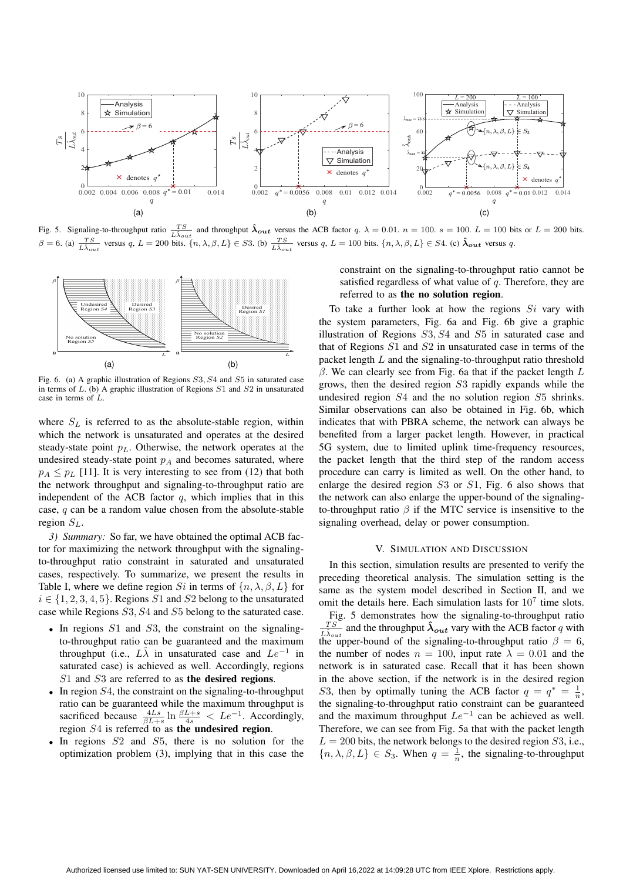Fig. 5. Signaling-to-throughput ratio $\frac{TS}{L\hat{\lambda}_{out}}$ and throughput $\hat{\boldsymbol{\lambda}}_{\boldsymbol{out}}$ versus the ACB factor $q$. $\lambda = 0.01$. $n = 100$. $s = 100$. $L = 100$ bits or $L = 200$ bits. $\beta = 6$. (a) $\frac{TS}{L\hat{\lambda}_{out}}$ versus $q$, $L = 200$ bits. $\{n, \lambda, \beta, L\} \in S3$. (b) $\frac{TS}{L\hat{\lambda}_{out}}$ versus $q$, $L = 100$ bits. $\{n, \lambda, \beta, L\} \in S4$. (c) $\hat{\boldsymbol{\lambda}}_{\boldsymbol{out}}$ versus $q$.

Fig. 6. (a) A graphic illustration of Regions $S3$, $S4$ and $S5$ in saturated case in terms of $L$. (b) A graphic illustration of Regions $S1$ and $S2$ in unsaturated case in terms of $L$.

where $S_L$ is referred to as the absolute-stable region, within which the network is unsaturated and operates at the desired steady-state point $p_L$. Otherwise, the network operates at the undesired steady-state point $p_A$ and becomes saturated, where $p_A \leq p_L$ [11]. It is very interesting to see from (12) that both the network throughput and signaling-to-throughput ratio are independent of the ACB factor $q$, which implies that in this case, $q$ can be a random value chosen from the absolute-stable region $S_L$.

*3) Summary:* So far, we have obtained the optimal ACB factor for maximizing the network throughput with the signaling-to-throughput ratio constraint in saturated and unsaturated cases, respectively. To summarize, we present the results in Table I, where we define region $Si$ in terms of $\{n, \lambda, \beta, L\}$ for $i \in \{1, 2, 3, 4, 5\}$. Regions $S1$ and $S2$ belong to the unsaturated case while Regions $S3$, $S4$ and $S5$ belong to the saturated case.

- In regions $S1$ and $S3$, the constraint on the signaling-to-throughput ratio can be guaranteed and the maximum throughput (i.e., $L\hat{\lambda}$ in unsaturated case and $Le^{-1}$ in saturated case) is achieved as well. Accordingly, regions $S1$ and $S3$ are referred to as **the desired regions**.
- In region $S4$, the constraint on the signaling-to-throughput ratio can be guaranteed while the maximum throughput is sacrificed because $\frac{4Ls}{\beta L+s} \ln \frac{\beta L+s}{4s} < Le^{-1}$. Accordingly, region $S4$ is referred to as **the undesired region**.
- In regions $S2$ and $S5$, there is no solution for the optimization problem (3), implying that in this case the constraint on the signaling-to-throughput ratio cannot be satisfied regardless of what value of $q$. Therefore, they are referred to as **the no solution region**.

To take a further look at how the regions $Si$ vary with the system parameters, Fig. 6a and Fig. 6b give a graphic illustration of Regions $S3$, $S4$ and $S5$ in saturated case and that of Regions $S1$ and $S2$ in unsaturated case in terms of the packet length $L$ and the signaling-to-throughput ratio threshold $\beta$. We can clearly see from Fig. 6a that if the packet length $L$ grows, then the desired region $S3$ rapidly expands while the undesired region $S4$ and the no solution region $S5$ shrinks. Similar observations can also be obtained in Fig. 6b, which indicates that with PBRA scheme, the network can always be benefited from a larger packet length. However, in practical 5G system, due to limited uplink time-frequency resources, the packet length that the third step of the random access procedure can carry is limited as well. On the other hand, to enlarge the desired region $S3$ or $S1$, Fig. 6 also shows that the network can also enlarge the upper-bound of the signaling-to-throughput ratio $\beta$ if the MTC service is insensitive to the signaling overhead, delay or power consumption.

## V. Simulation and Discussion

In this section, simulation results are presented to verify the preceding theoretical analysis. The simulation setting is the same as the system model described in Section II, and we omit the details here. Each simulation lasts for $10^7$ time slots.

Fig. 5 demonstrates how the signaling-to-throughput ratio $\frac{TS}{L\hat{\lambda}_{out}}$ and the throughput $\hat{\boldsymbol{\lambda}}_{\boldsymbol{out}}$ vary with the ACB factor $q$ with the upper-bound of the signaling-to-throughput ratio $\beta = 6$, the number of nodes $n = 100$, input rate $\lambda = 0.01$ and the network is in saturated case. Recall that it has been shown in the above section, if the network is in the desired region $S3$, then by optimally tuning the ACB factor $q = q^* = \frac{1}{n}$, the signaling-to-throughput ratio constraint can be guaranteed and the maximum throughput $Le^{-1}$ can be achieved as well. Therefore, we can see from Fig. 5a that with the packet length $L = 200$ bits, the network belongs to the desired region $S3$, i.e., $\{n, \lambda, \beta, L\} \in S_3$. When $q = \frac{1}{n}$, the signaling-to-throughput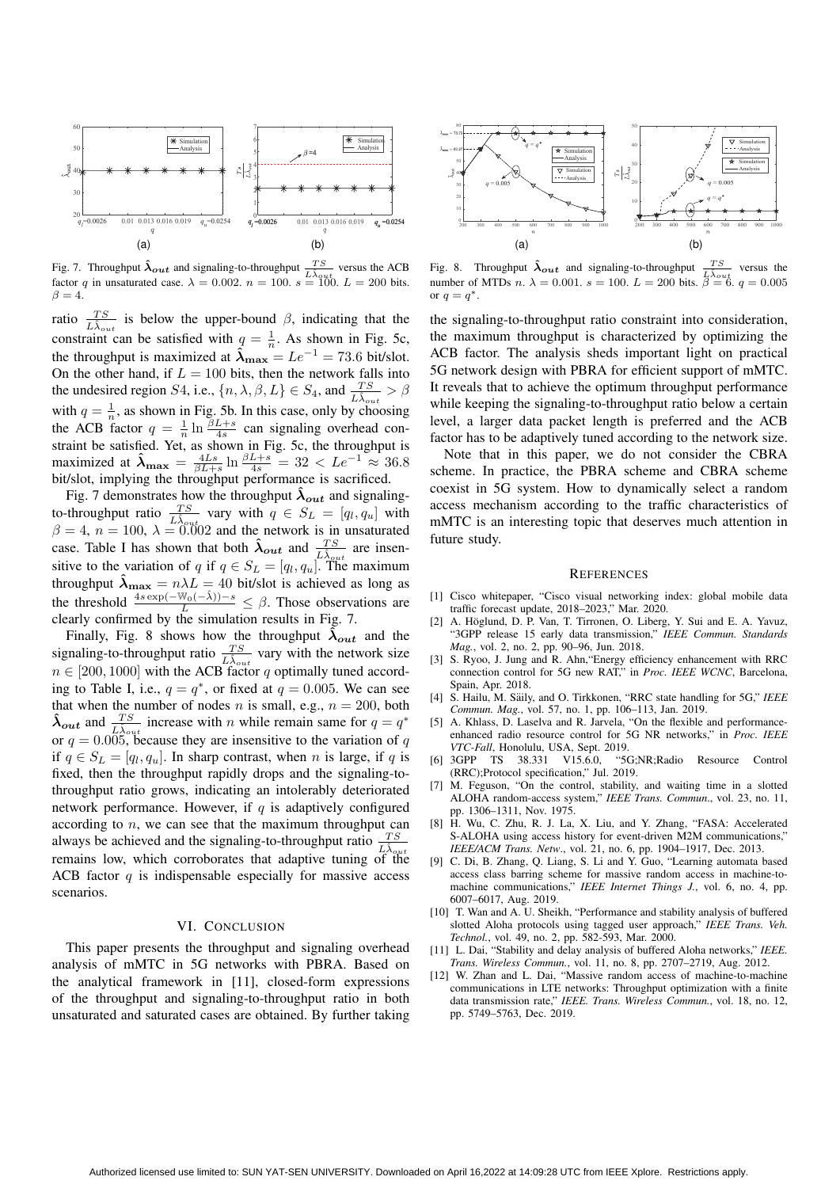60
50
$\hat{\lambda}_{out}$
40
30
20
$q_l$=0.0026 0.01 0.013 0.016 0.019 $q_u$=0.0254
$q$
Simulation
Analysis
(a)

7
6
5
4
3
2
1
0
$\frac{Ts}{L\hat{\lambda}_{out}}$
$\beta$=4
$q_l$=0.0026 0.01 0.013 0.016 0.019 $q_u$=0.0254
$q$
Simulation
Analysis
(b)

Fig. 7. Throughput $\hat{\boldsymbol{\lambda}}_{out}$ and signaling-to-throughput $\frac{TS}{L\hat{\lambda}_{out}}$ versus the ACB factor $q$ in unsaturated case. $\lambda = 0.002$. $n = 100$. $s = 100$. $L = 200$ bits. $\beta = 4$.

$\hat{\lambda}_{max}$ = 73.58
$\hat{\lambda}_{max}$ = 60.25
$\hat{\lambda}_{out}$
$q = q^*$
$q = 0.005$
Simulation
Analysis
Simulation
Analysis
200 300 400 500 600 700 800 900 1000
$n$
(a)

50
40
30
20
10
0
$\frac{Ts}{L\hat{\lambda}_{out}}$
$q = 0.005$
$q = q^*$
Simulation
Analysis
Simulation
Analysis
200 300 400 500 600 700 800 900 1000
$n$
(b)

Fig. 8. Throughput $\hat{\boldsymbol{\lambda}}_{out}$ and signaling-to-throughput $\frac{TS}{L\hat{\lambda}_{out}}$ versus the number of MTDs $n$. $\lambda = 0.001$. $s = 100$. $L = 200$ bits. $\beta = 6$. $q = 0.005$ or $q = q^*$.

ratio $\frac{TS}{L\hat{\lambda}_{out}}$ is below the upper-bound $\beta$, indicating that the constraint can be satisfied with $q = \frac{1}{n}$. As shown in Fig. 5c, the throughput is maximized at $\hat{\boldsymbol{\lambda}}_{max} = Le^{-1} = 73.6$ bit/slot. On the other hand, if $L = 100$ bits, then the network falls into the undesired region $S4$, i.e., $\{n, \lambda, \beta, L\} \in S_4$, and $\frac{TS}{L\hat{\lambda}_{out}} > \beta$ with $q = \frac{1}{n}$, as shown in Fig. 5b. In this case, only by choosing the ACB factor $q = \frac{1}{n} \ln \frac{\beta L+s}{4s}$ can signaling overhead constraint be satisfied. Yet, as shown in Fig. 5c, the throughput is maximized at $\hat{\boldsymbol{\lambda}}_{max} = \frac{4Ls}{\beta L+s} \ln \frac{\beta L+s}{4s} = 32 < Le^{-1} \approx 36.8$ bit/slot, implying the throughput performance is sacrificed.

Fig. 7 demonstrates how the throughput $\hat{\boldsymbol{\lambda}}_{out}$ and signaling-to-throughput ratio $\frac{TS}{L\hat{\lambda}_{out}}$ vary with $q \in S_L = [q_l, q_u]$ with $\beta = 4$, $n = 100$, $\lambda = 0.002$ and the network is in unsaturated case. Table I has shown that both $\hat{\boldsymbol{\lambda}}_{out}$ and $\frac{TS}{L\hat{\lambda}_{out}}$ are insensitive to the variation of $q$ if $q \in S_L = [q_l, q_u]$. The maximum throughput $\hat{\boldsymbol{\lambda}}_{max} = n\lambda L = 40$ bit/slot is achieved as long as the threshold $\frac{4s\exp(-\mathbb{W}_0(-\hat{\lambda}))-s}{L} \leq \beta$. Those observations are clearly confirmed by the simulation results in Fig. 7.

Finally, Fig. 8 shows how the throughput $\hat{\boldsymbol{\lambda}}_{out}$ and the signaling-to-throughput ratio $\frac{TS}{L\hat{\lambda}_{out}}$ vary with the network size $n \in [200, 1000]$ with the ACB factor $q$ optimally tuned according to Table I, i.e., $q = q^*$, or fixed at $q = 0.005$. We can see that when the number of nodes $n$ is small, e.g., $n = 200$, both $\hat{\boldsymbol{\lambda}}_{out}$ and $\frac{TS}{L\hat{\lambda}_{out}}$ increase with $n$ while remain same for $q = q^*$ or $q = 0.005$, because they are insensitive to the variation of $q$ if $q \in S_L = [q_l, q_u]$. In sharp contrast, when $n$ is large, if $q$ is fixed, then the throughput rapidly drops and the signaling-to-throughput ratio grows, indicating an intolerably deteriorated network performance. However, if $q$ is adaptively configured according to $n$, we can see that the maximum throughput can always be achieved and the signaling-to-throughput ratio $\frac{TS}{L\hat{\lambda}_{out}}$ remains low, which corroborates that adaptive tuning of the ACB factor $q$ is indispensable especially for massive access scenarios.

## VI. Conclusion

This paper presents the throughput and signaling overhead analysis of mMTC in 5G networks with PBRA. Based on the analytical framework in [11], closed-form expressions of the throughput and signaling-to-throughput ratio in both unsaturated and saturated cases are obtained. By further taking the signaling-to-throughput ratio constraint into consideration, the maximum throughput is characterized by optimizing the ACB factor. The analysis sheds important light on practical 5G network design with PBRA for efficient support of mMTC. It reveals that to achieve the optimum throughput performance while keeping the signaling-to-throughput ratio below a certain level, a larger data packet length is preferred and the ACB factor has to be adaptively tuned according to the network size.

Note that in this paper, we do not consider the CBRA scheme. In practice, the PBRA scheme and CBRA scheme coexist in 5G system. How to dynamically select a random access mechanism according to the traffic characteristics of mMTC is an interesting topic that deserves much attention in future study.

## References

[1] Cisco whitepaper, "Cisco visual networking index: global mobile data traffic forecast update, 2018–2023," Mar. 2020.

[2] A. Höglund, D. P. Van, T. Tirronen, O. Liberg, Y. Sui and E. A. Yavuz, "3GPP release 15 early data transmission," *IEEE Commun. Standards Mag.*, vol. 2, no. 2, pp. 90–96, Jun. 2018.

[3] S. Ryoo, J. Jung and R. Ahn,"Energy efficiency enhancement with RRC connection control for 5G new RAT," in *Proc. IEEE WCNC*, Barcelona, Spain, Apr. 2018.

[4] S. Hailu, M. Säily, and O. Tirkkonen, "RRC state handling for 5G," *IEEE Commun. Mag.*, vol. 57, no. 1, pp. 106–113, Jan. 2019.

[5] A. Khlass, D. Laselva and R. Jarvela, "On the flexible and performance-enhanced radio resource control for 5G NR networks," in *Proc. IEEE VTC-Fall*, Honolulu, USA, Sept. 2019.

[6] 3GPP TS 38.331 V15.6.0, "5G;NR;Radio Resource Control (RRC);Protocol specification," Jul. 2019.

[7] M. Feguson, "On the control, stability, and waiting time in a slotted ALOHA random-access system," *IEEE Trans. Commun.*, vol. 23, no. 11, pp. 1306–1311, Nov. 1975.

[8] H. Wu, C. Zhu, R. J. La, X. Liu, and Y. Zhang, "FASA: Accelerated S-ALOHA using access history for event-driven M2M communications," *IEEE/ACM Trans. Netw.*, vol. 21, no. 6, pp. 1904–1917, Dec. 2013.

[9] C. Di, B. Zhang, Q. Liang, S. Li and Y. Guo, "Learning automata based access class barring scheme for massive random access in machine-to-machine communications," *IEEE Internet Things J.*, vol. 6, no. 4, pp. 6007–6017, Aug. 2019.

[10] T. Wan and A. U. Sheikh, "Performance and stability analysis of buffered slotted Aloha protocols using tagged user approach," *IEEE Trans. Veh. Technol.*, vol. 49, no. 2, pp. 582-593, Mar. 2000.

[11] L. Dai, "Stability and delay analysis of buffered Aloha networks," *IEEE. Trans. Wireless Commun.*, vol. 11, no. 8, pp. 2707–2719, Aug. 2012.

[12] W. Zhan and L. Dai, "Massive random access of machine-to-machine communications in LTE networks: Throughput optimization with a finite data transmission rate," *IEEE. Trans. Wireless Commun.*, vol. 18, no. 12, pp. 5749–5763, Dec. 2019.